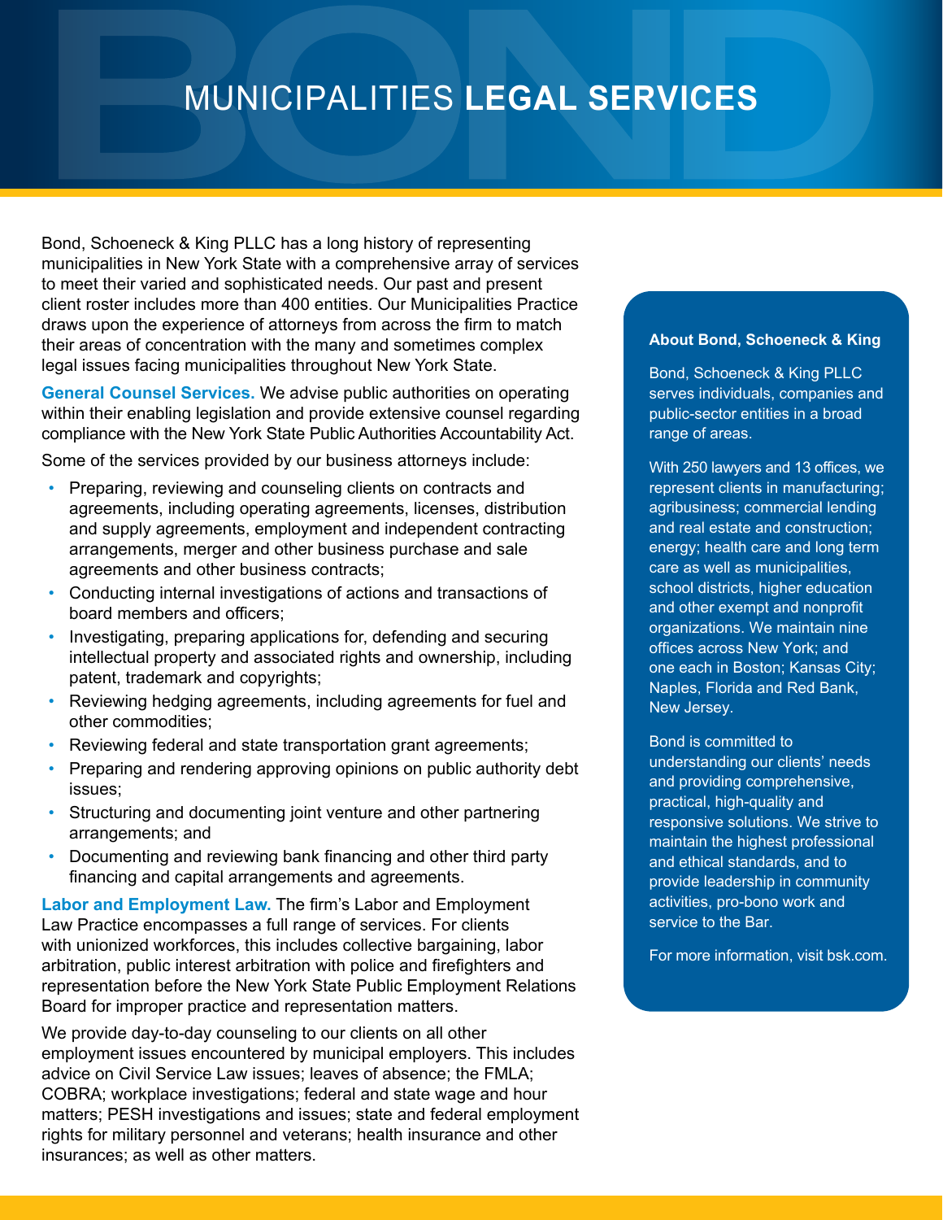# MUNICIPALITIES **LEGAL SERVICES**

Bond, Schoeneck & King PLLC has a long history of representing municipalities in New York State with a comprehensive array of services to meet their varied and sophisticated needs. Our past and present client roster includes more than 400 entities. Our Municipalities Practice draws upon the experience of attorneys from across the firm to match their areas of concentration with the many and sometimes complex legal issues facing municipalities throughout New York State.

**General Counsel Services.** We advise public authorities on operating within their enabling legislation and provide extensive counsel regarding compliance with the New York State Public Authorities Accountability Act.

Some of the services provided by our business attorneys include:

- Preparing, reviewing and counseling clients on contracts and agreements, including operating agreements, licenses, distribution and supply agreements, employment and independent contracting arrangements, merger and other business purchase and sale agreements and other business contracts;
- Conducting internal investigations of actions and transactions of board members and officers;
- Investigating, preparing applications for, defending and securing intellectual property and associated rights and ownership, including patent, trademark and copyrights;
- Reviewing hedging agreements, including agreements for fuel and other commodities;
- Reviewing federal and state transportation grant agreements;
- Preparing and rendering approving opinions on public authority debt issues;
- Structuring and documenting joint venture and other partnering arrangements; and
- Documenting and reviewing bank financing and other third party financing and capital arrangements and agreements.

**Labor and Employment Law.** The firm's Labor and Employment Law Practice encompasses a full range of services. For clients with unionized workforces, this includes collective bargaining, labor arbitration, public interest arbitration with police and firefighters and representation before the New York State Public Employment Relations Board for improper practice and representation matters.

We provide day-to-day counseling to our clients on all other employment issues encountered by municipal employers. This includes advice on Civil Service Law issues; leaves of absence; the FMLA; COBRA; workplace investigations; federal and state wage and hour matters; PESH investigations and issues; state and federal employment rights for military personnel and veterans; health insurance and other insurances; as well as other matters.

**About Bond, Schoeneck & King**

Bond, Schoeneck & King PLLC serves individuals, companies and public-sector entities in a broad range of areas.

With 250 lawyers and 13 offices, we represent clients in manufacturing; agribusiness; commercial lending and real estate and construction; energy; health care and long term care as well as municipalities, school districts, higher education and other exempt and nonprofit organizations. We maintain nine offices across New York; and one each in Boston; Kansas City; Naples, Florida and Red Bank, New Jersey.

Bond is committed to understanding our clients' needs and providing comprehensive, practical, high-quality and responsive solutions. We strive to maintain the highest professional and ethical standards, and to provide leadership in community activities, pro-bono work and service to the Bar.

For more information, visit bsk.com.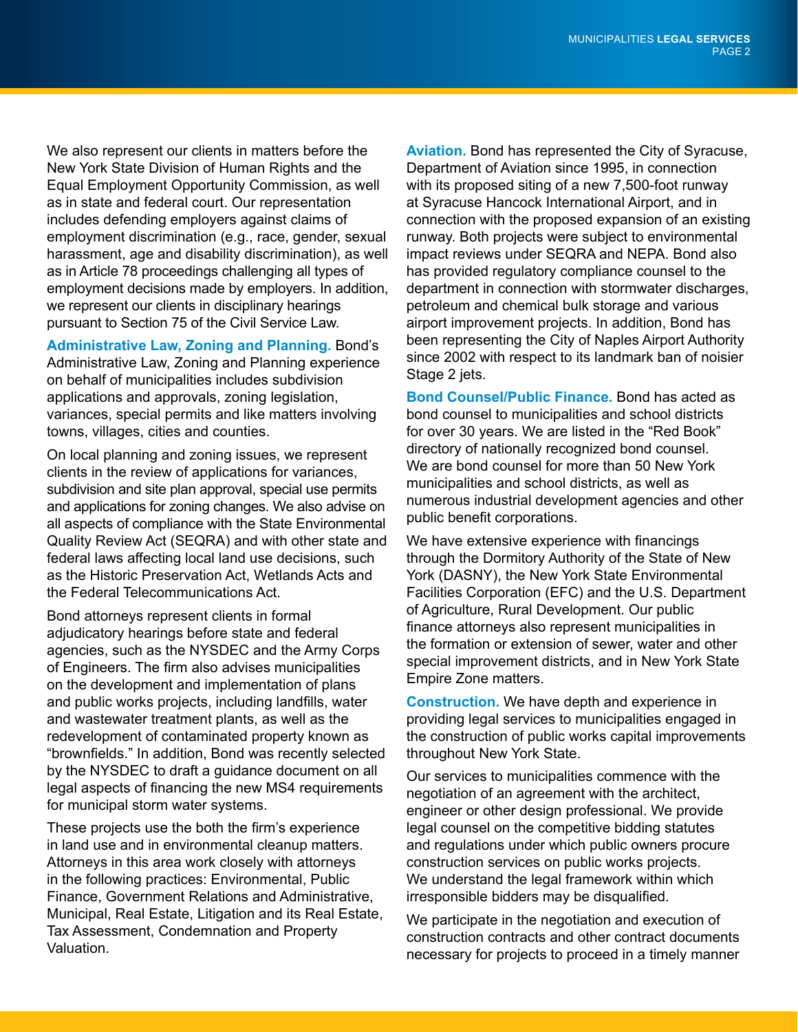We also represent our clients in matters before the New York State Division of Human Rights and the Equal Employment Opportunity Commission, as well as in state and federal court. Our representation includes defending employers against claims of employment discrimination (e.g., race, gender, sexual harassment, age and disability discrimination), as well as in Article 78 proceedings challenging all types of employment decisions made by employers. In addition, we represent our clients in disciplinary hearings pursuant to Section 75 of the Civil Service Law.

**Administrative Law, Zoning and Planning.** Bond's Administrative Law, Zoning and Planning experience on behalf of municipalities includes subdivision applications and approvals, zoning legislation, variances, special permits and like matters involving towns, villages, cities and counties.

On local planning and zoning issues, we represent clients in the review of applications for variances, subdivision and site plan approval, special use permits and applications for zoning changes. We also advise on all aspects of compliance with the State Environmental Quality Review Act (SEQRA) and with other state and federal laws affecting local land use decisions, such as the Historic Preservation Act, Wetlands Acts and the Federal Telecommunications Act.

Bond attorneys represent clients in formal adjudicatory hearings before state and federal agencies, such as the NYSDEC and the Army Corps of Engineers. The firm also advises municipalities on the development and implementation of plans and public works projects, including landfills, water and wastewater treatment plants, as well as the redevelopment of contaminated property known as "brownfields." In addition, Bond was recently selected by the NYSDEC to draft a guidance document on all legal aspects of financing the new MS4 requirements for municipal storm water systems.

These projects use the both the firm's experience in land use and in environmental cleanup matters. Attorneys in this area work closely with attorneys in the following practices: Environmental, Public Finance, Government Relations and Administrative, Municipal, Real Estate, Litigation and its Real Estate, Tax Assessment, Condemnation and Property Valuation.

**Aviation.** Bond has represented the City of Syracuse, Department of Aviation since 1995, in connection with its proposed siting of a new 7,500-foot runway at Syracuse Hancock International Airport, and in connection with the proposed expansion of an existing runway. Both projects were subject to environmental impact reviews under SEQRA and NEPA. Bond also has provided regulatory compliance counsel to the department in connection with stormwater discharges, petroleum and chemical bulk storage and various airport improvement projects. In addition, Bond has been representing the City of Naples Airport Authority since 2002 with respect to its landmark ban of noisier Stage 2 jets.

**Bond Counsel/Public Finance.** Bond has acted as bond counsel to municipalities and school districts for over 30 years. We are listed in the "Red Book" directory of nationally recognized bond counsel. We are bond counsel for more than 50 New York municipalities and school districts, as well as numerous industrial development agencies and other public benefit corporations.

We have extensive experience with financings through the Dormitory Authority of the State of New York (DASNY), the New York State Environmental Facilities Corporation (EFC) and the U.S. Department of Agriculture, Rural Development. Our public finance attorneys also represent municipalities in the formation or extension of sewer, water and other special improvement districts, and in New York State Empire Zone matters.

**Construction.** We have depth and experience in providing legal services to municipalities engaged in the construction of public works capital improvements throughout New York State.

Our services to municipalities commence with the negotiation of an agreement with the architect, engineer or other design professional. We provide legal counsel on the competitive bidding statutes and regulations under which public owners procure construction services on public works projects. We understand the legal framework within which irresponsible bidders may be disqualified.

We participate in the negotiation and execution of construction contracts and other contract documents necessary for projects to proceed in a timely manner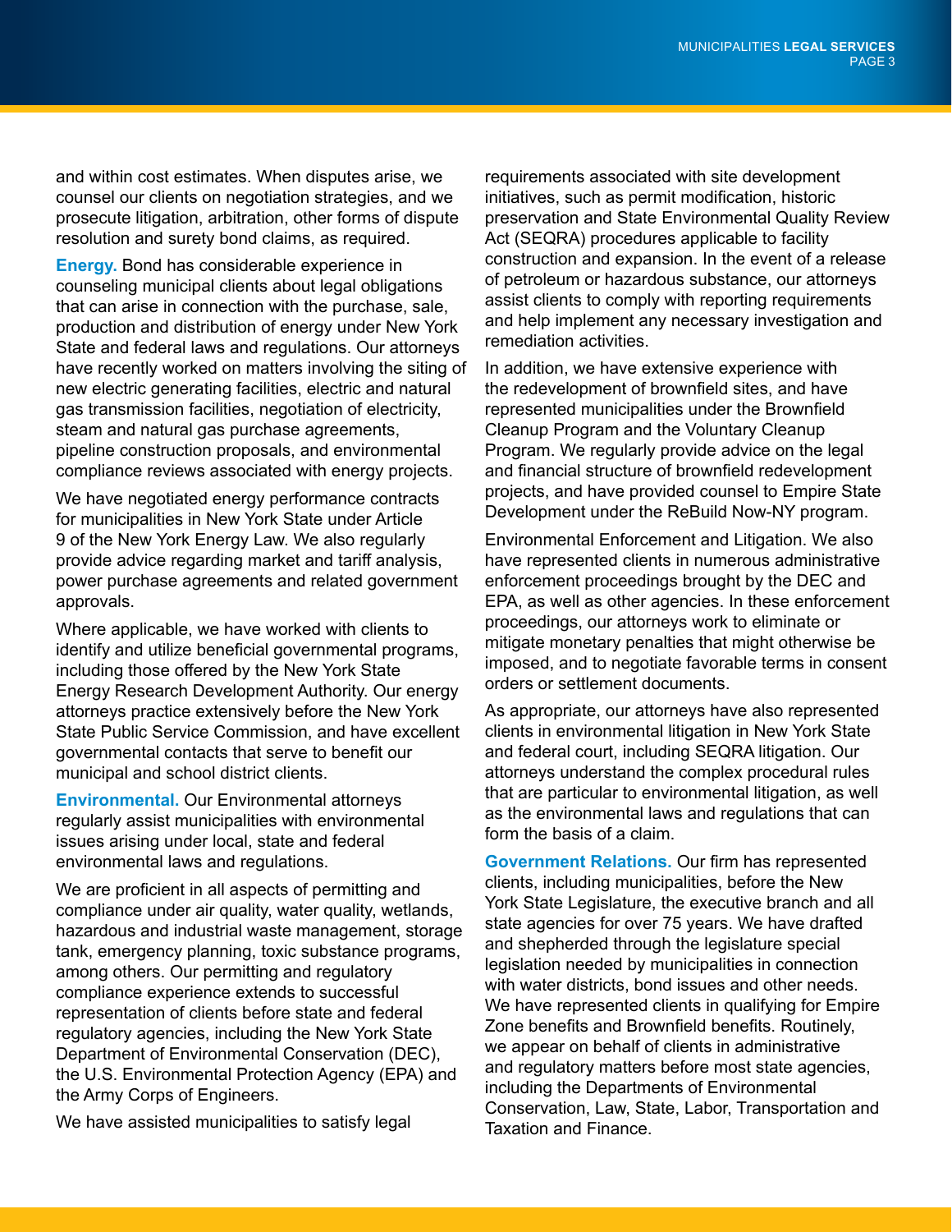and within cost estimates. When disputes arise, we counsel our clients on negotiation strategies, and we prosecute litigation, arbitration, other forms of dispute resolution and surety bond claims, as required.

**Energy.** Bond has considerable experience in counseling municipal clients about legal obligations that can arise in connection with the purchase, sale, production and distribution of energy under New York State and federal laws and regulations. Our attorneys have recently worked on matters involving the siting of new electric generating facilities, electric and natural gas transmission facilities, negotiation of electricity, steam and natural gas purchase agreements, pipeline construction proposals, and environmental compliance reviews associated with energy projects.

We have negotiated energy performance contracts for municipalities in New York State under Article 9 of the New York Energy Law. We also regularly provide advice regarding market and tariff analysis, power purchase agreements and related government approvals.

Where applicable, we have worked with clients to identify and utilize beneficial governmental programs, including those offered by the New York State Energy Research Development Authority. Our energy attorneys practice extensively before the New York State Public Service Commission, and have excellent governmental contacts that serve to benefit our municipal and school district clients.

**Environmental.** Our Environmental attorneys regularly assist municipalities with environmental issues arising under local, state and federal environmental laws and regulations.

We are proficient in all aspects of permitting and compliance under air quality, water quality, wetlands, hazardous and industrial waste management, storage tank, emergency planning, toxic substance programs, among others. Our permitting and regulatory compliance experience extends to successful representation of clients before state and federal regulatory agencies, including the New York State Department of Environmental Conservation (DEC), the U.S. Environmental Protection Agency (EPA) and the Army Corps of Engineers.

We have assisted municipalities to satisfy legal requirements associated with site development initiatives, such as permit modification, historic preservation and State Environmental Quality Review Act (SEQRA) procedures applicable to facility construction and expansion. In the event of a release of petroleum or hazardous substance, our attorneys assist clients to comply with reporting requirements and help implement any necessary investigation and remediation activities.

In addition, we have extensive experience with the redevelopment of brownfield sites, and have represented municipalities under the Brownfield Cleanup Program and the Voluntary Cleanup Program. We regularly provide advice on the legal and financial structure of brownfield redevelopment projects, and have provided counsel to Empire State Development under the ReBuild Now-NY program.

Environmental Enforcement and Litigation. We also have represented clients in numerous administrative enforcement proceedings brought by the DEC and EPA, as well as other agencies. In these enforcement proceedings, our attorneys work to eliminate or mitigate monetary penalties that might otherwise be imposed, and to negotiate favorable terms in consent orders or settlement documents.

As appropriate, our attorneys have also represented clients in environmental litigation in New York State and federal court, including SEQRA litigation. Our attorneys understand the complex procedural rules that are particular to environmental litigation, as well as the environmental laws and regulations that can form the basis of a claim.

**Government Relations.** Our firm has represented clients, including municipalities, before the New York State Legislature, the executive branch and all state agencies for over 75 years. We have drafted and shepherded through the legislature special legislation needed by municipalities in connection with water districts, bond issues and other needs. We have represented clients in qualifying for Empire Zone benefits and Brownfield benefits. Routinely, we appear on behalf of clients in administrative and regulatory matters before most state agencies, including the Departments of Environmental Conservation, Law, State, Labor, Transportation and Taxation and Finance.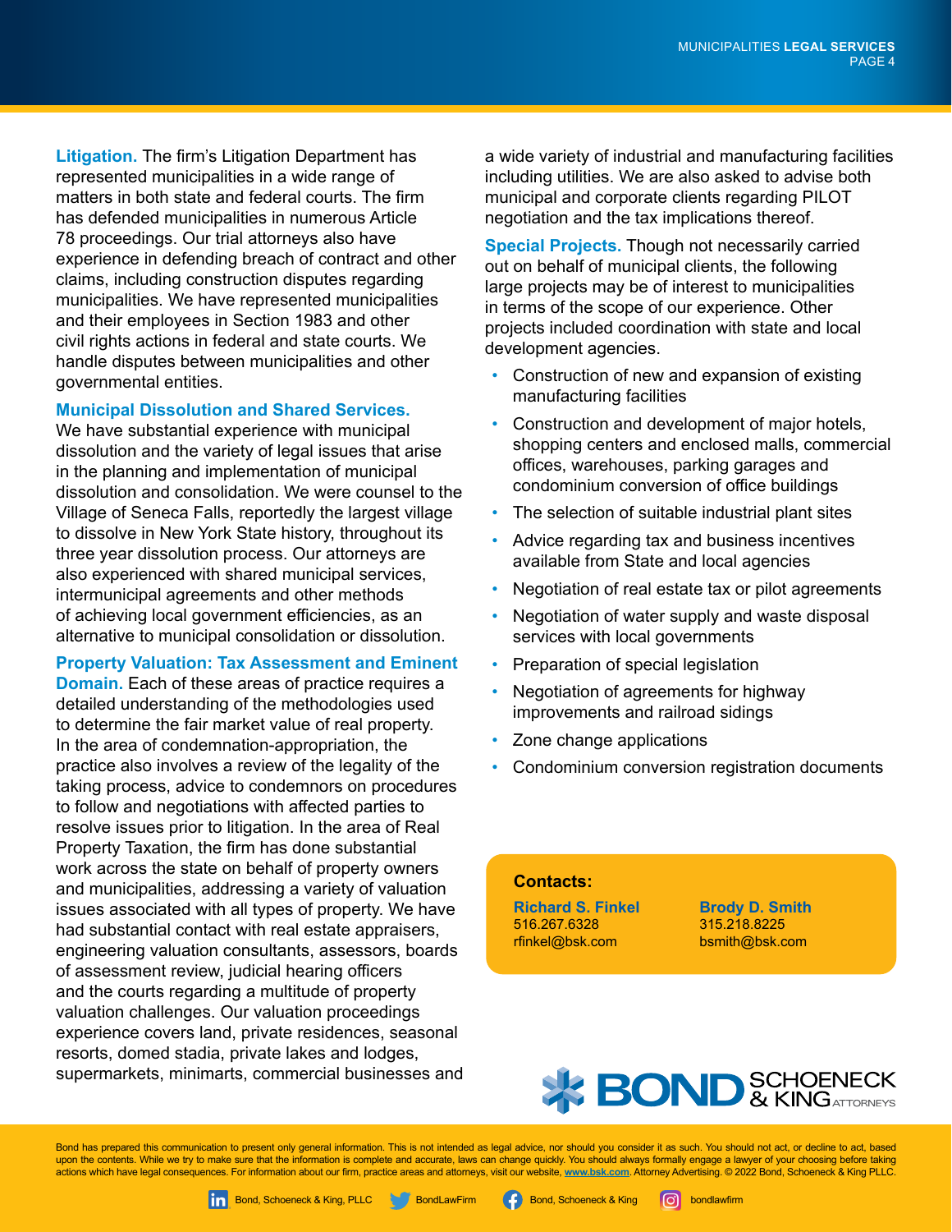**Litigation.** The firm's Litigation Department has represented municipalities in a wide range of matters in both state and federal courts. The firm has defended municipalities in numerous Article 78 proceedings. Our trial attorneys also have experience in defending breach of contract and other claims, including construction disputes regarding municipalities. We have represented municipalities and their employees in Section 1983 and other civil rights actions in federal and state courts. We handle disputes between municipalities and other governmental entities.

**Municipal Dissolution and Shared Services.** We have substantial experience with municipal dissolution and the variety of legal issues that arise in the planning and implementation of municipal dissolution and consolidation. We were counsel to the Village of Seneca Falls, reportedly the largest village to dissolve in New York State history, throughout its three year dissolution process. Our attorneys are also experienced with shared municipal services, intermunicipal agreements and other methods of achieving local government efficiencies, as an alternative to municipal consolidation or dissolution.

**Property Valuation: Tax Assessment and Eminent Domain.** Each of these areas of practice requires a detailed understanding of the methodologies used to determine the fair market value of real property. In the area of condemnation-appropriation, the practice also involves a review of the legality of the taking process, advice to condemnors on procedures to follow and negotiations with affected parties to resolve issues prior to litigation. In the area of Real Property Taxation, the firm has done substantial work across the state on behalf of property owners and municipalities, addressing a variety of valuation issues associated with all types of property. We have had substantial contact with real estate appraisers, engineering valuation consultants, assessors, boards of assessment review, judicial hearing officers and the courts regarding a multitude of property valuation challenges. Our valuation proceedings experience covers land, private residences, seasonal resorts, domed stadia, private lakes and lodges, supermarkets, minimarts, commercial businesses and a wide variety of industrial and manufacturing facilities including utilities. We are also asked to advise both municipal and corporate clients regarding PILOT negotiation and the tax implications thereof.

**Special Projects.** Though not necessarily carried out on behalf of municipal clients, the following large projects may be of interest to municipalities in terms of the scope of our experience. Other projects included coordination with state and local development agencies.

- Construction of new and expansion of existing manufacturing facilities
- Construction and development of major hotels, shopping centers and enclosed malls, commercial offices, warehouses, parking garages and condominium conversion of office buildings
- The selection of suitable industrial plant sites
- Advice regarding tax and business incentives available from State and local agencies
- Negotiation of real estate tax or pilot agreements
- Negotiation of water supply and waste disposal services with local governments
- Preparation of special legislation
- Negotiation of agreements for highway improvements and railroad sidings
- Zone change applications
- Condominium conversion registration documents

**Contacts:**

**Richard S. Finkel**
516.267.6328
rfinkel@bsk.com

**Brody D. Smith**
315.218.8225
bsmith@bsk.com

BOND SCHOENECK & KING ATTORNEYS

Bond has prepared this communication to present only general information. This is not intended as legal advice, nor should you consider it as such. You should not act, or decline to act, based upon the contents. While we try to make sure that the information is complete and accurate, laws can change quickly. You should always formally engage a lawyer of your choosing before taking actions which have legal consequences. For information about our firm, practice areas and attorneys, visit our website, www.bsk.com. Attorney Advertising. © 2022 Bond, Schoeneck & King PLLC.

Bond, Schoeneck & King, PLLC | BondLawFirm | Bond, Schoeneck & King | bondlawfirm